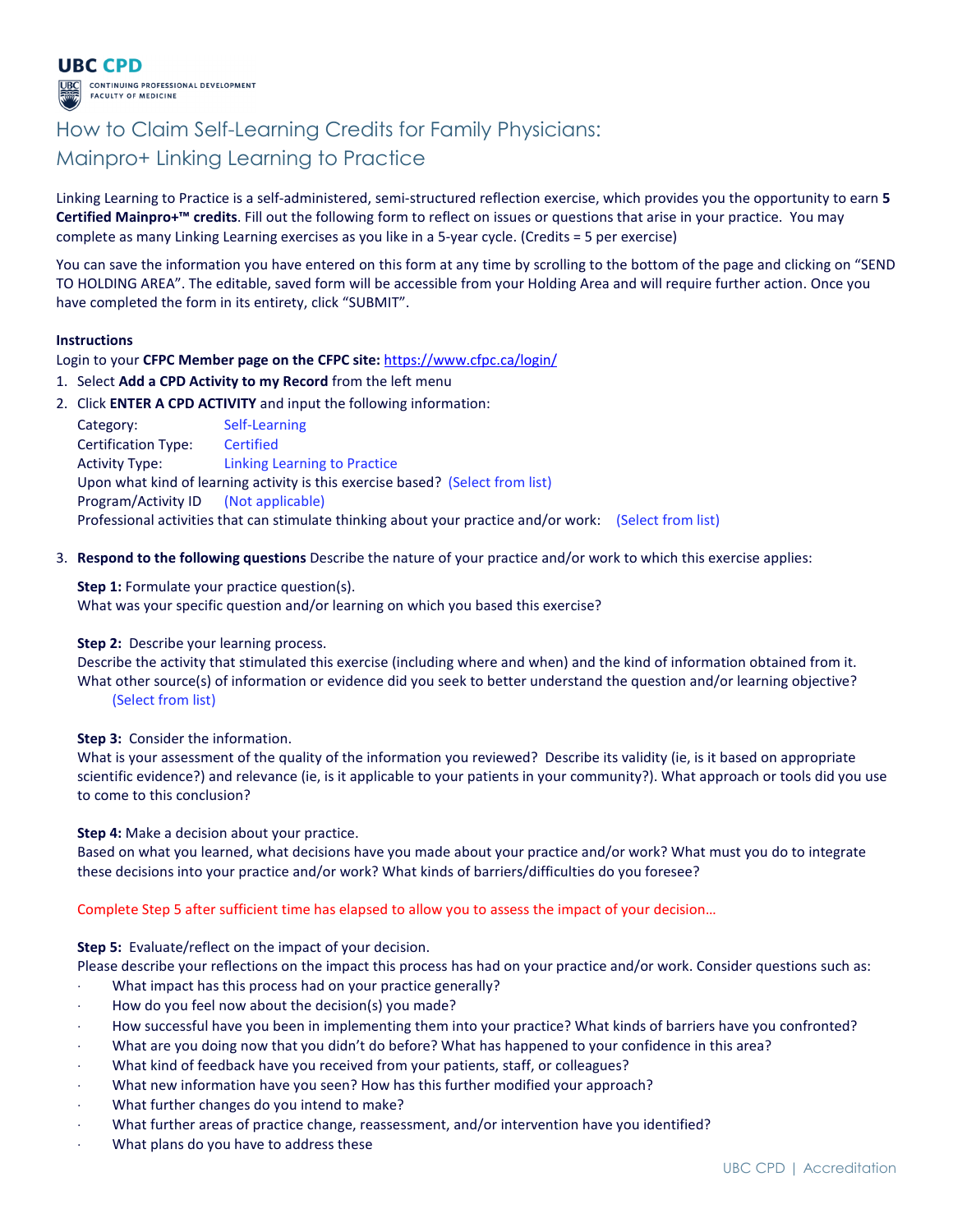**UBC CPD**

CONTINUING PROFESSIONAL DEVELOPMENT
FACULTY OF MEDICINE

# How to Claim Self-Learning Credits for Family Physicians: Mainpro+ Linking Learning to Practice

Linking Learning to Practice is a self-administered, semi-structured reflection exercise, which provides you the opportunity to earn **5 Certified Mainpro+™ credits**. Fill out the following form to reflect on issues or questions that arise in your practice. You may complete as many Linking Learning exercises as you like in a 5-year cycle. (Credits = 5 per exercise)

You can save the information you have entered on this form at any time by scrolling to the bottom of the page and clicking on "SEND TO HOLDING AREA". The editable, saved form will be accessible from your Holding Area and will require further action. Once you have completed the form in its entirety, click "SUBMIT".

**Instructions**

Login to your **CFPC Member page on the CFPC site:** https://www.cfpc.ca/login/

1. Select **Add a CPD Activity to my Record** from the left menu
2. Click **ENTER A CPD ACTIVITY** and input the following information:

   Category: Self-Learning
   Certification Type: Certified
   Activity Type: Linking Learning to Practice
   Upon what kind of learning activity is this exercise based? (Select from list)
   Program/Activity ID (Not applicable)
   Professional activities that can stimulate thinking about your practice and/or work: (Select from list)

3. **Respond to the following questions** Describe the nature of your practice and/or work to which this exercise applies:

   **Step 1:** Formulate your practice question(s).
   What was your specific question and/or learning on which you based this exercise?

   **Step 2:** Describe your learning process.
   Describe the activity that stimulated this exercise (including where and when) and the kind of information obtained from it. What other source(s) of information or evidence did you seek to better understand the question and/or learning objective?
   (Select from list)

   **Step 3:** Consider the information.
   What is your assessment of the quality of the information you reviewed? Describe its validity (ie, is it based on appropriate scientific evidence?) and relevance (ie, is it applicable to your patients in your community?). What approach or tools did you use to come to this conclusion?

   **Step 4:** Make a decision about your practice.
   Based on what you learned, what decisions have you made about your practice and/or work? What must you do to integrate these decisions into your practice and/or work? What kinds of barriers/difficulties do you foresee?

   Complete Step 5 after sufficient time has elapsed to allow you to assess the impact of your decision…

   **Step 5:** Evaluate/reflect on the impact of your decision.
   Please describe your reflections on the impact this process has had on your practice and/or work. Consider questions such as:

   - What impact has this process had on your practice generally?
   - How do you feel now about the decision(s) you made?
   - How successful have you been in implementing them into your practice? What kinds of barriers have you confronted?
   - What are you doing now that you didn't do before? What has happened to your confidence in this area?
   - What kind of feedback have you received from your patients, staff, or colleagues?
   - What new information have you seen? How has this further modified your approach?
   - What further changes do you intend to make?
   - What further areas of practice change, reassessment, and/or intervention have you identified?
   - What plans do you have to address these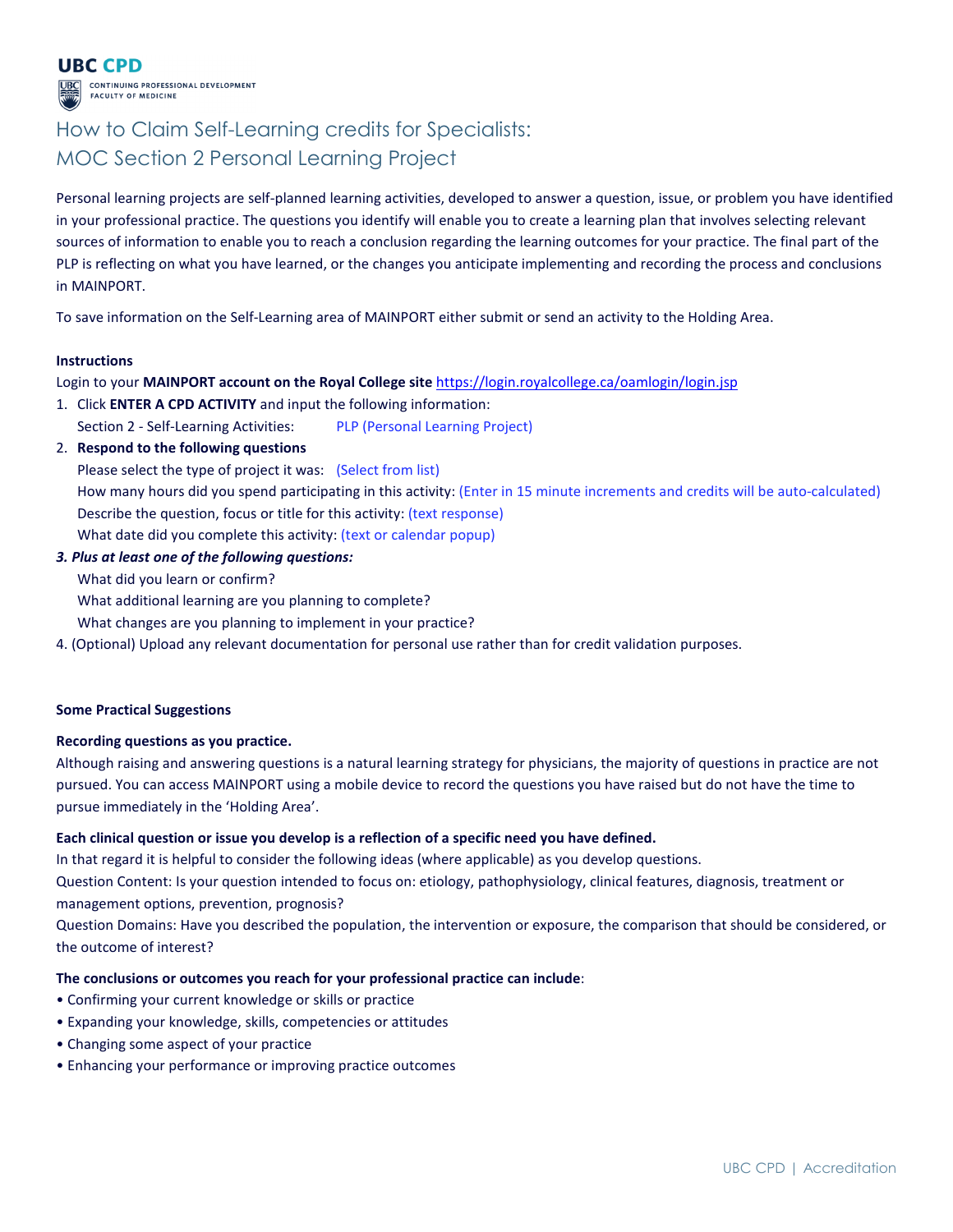UBC CPD

CONTINUING PROFESSIONAL DEVELOPMENT
FACULTY OF MEDICINE

# How to Claim Self-Learning credits for Specialists: MOC Section 2 Personal Learning Project

Personal learning projects are self-planned learning activities, developed to answer a question, issue, or problem you have identified in your professional practice. The questions you identify will enable you to create a learning plan that involves selecting relevant sources of information to enable you to reach a conclusion regarding the learning outcomes for your practice. The final part of the PLP is reflecting on what you have learned, or the changes you anticipate implementing and recording the process and conclusions in MAINPORT.

To save information on the Self-Learning area of MAINPORT either submit or send an activity to the Holding Area.

**Instructions**

Login to your **MAINPORT account on the Royal College site** [https://login.royalcollege.ca/oamlogin/login.jsp](https://login.royalcollege.ca/oamlogin/login.jsp)

1. Click **ENTER A CPD ACTIVITY** and input the following information:
   Section 2 - Self-Learning Activities: PLP (Personal Learning Project)
2. **Respond to the following questions**
   Please select the type of project it was: (Select from list)
   How many hours did you spend participating in this activity: (Enter in 15 minute increments and credits will be auto-calculated)
   Describe the question, focus or title for this activity: (text response)
   What date did you complete this activity: (text or calendar popup)
3. ***Plus at least one of the following questions:***
   What did you learn or confirm?
   What additional learning are you planning to complete?
   What changes are you planning to implement in your practice?
4. (Optional) Upload any relevant documentation for personal use rather than for credit validation purposes.

**Some Practical Suggestions**

**Recording questions as you practice.**

Although raising and answering questions is a natural learning strategy for physicians, the majority of questions in practice are not pursued. You can access MAINPORT using a mobile device to record the questions you have raised but do not have the time to pursue immediately in the 'Holding Area'.

**Each clinical question or issue you develop is a reflection of a specific need you have defined.**

In that regard it is helpful to consider the following ideas (where applicable) as you develop questions.

Question Content: Is your question intended to focus on: etiology, pathophysiology, clinical features, diagnosis, treatment or management options, prevention, prognosis?

Question Domains: Have you described the population, the intervention or exposure, the comparison that should be considered, or the outcome of interest?

**The conclusions or outcomes you reach for your professional practice can include**:

- Confirming your current knowledge or skills or practice
- Expanding your knowledge, skills, competencies or attitudes
- Changing some aspect of your practice
- Enhancing your performance or improving practice outcomes